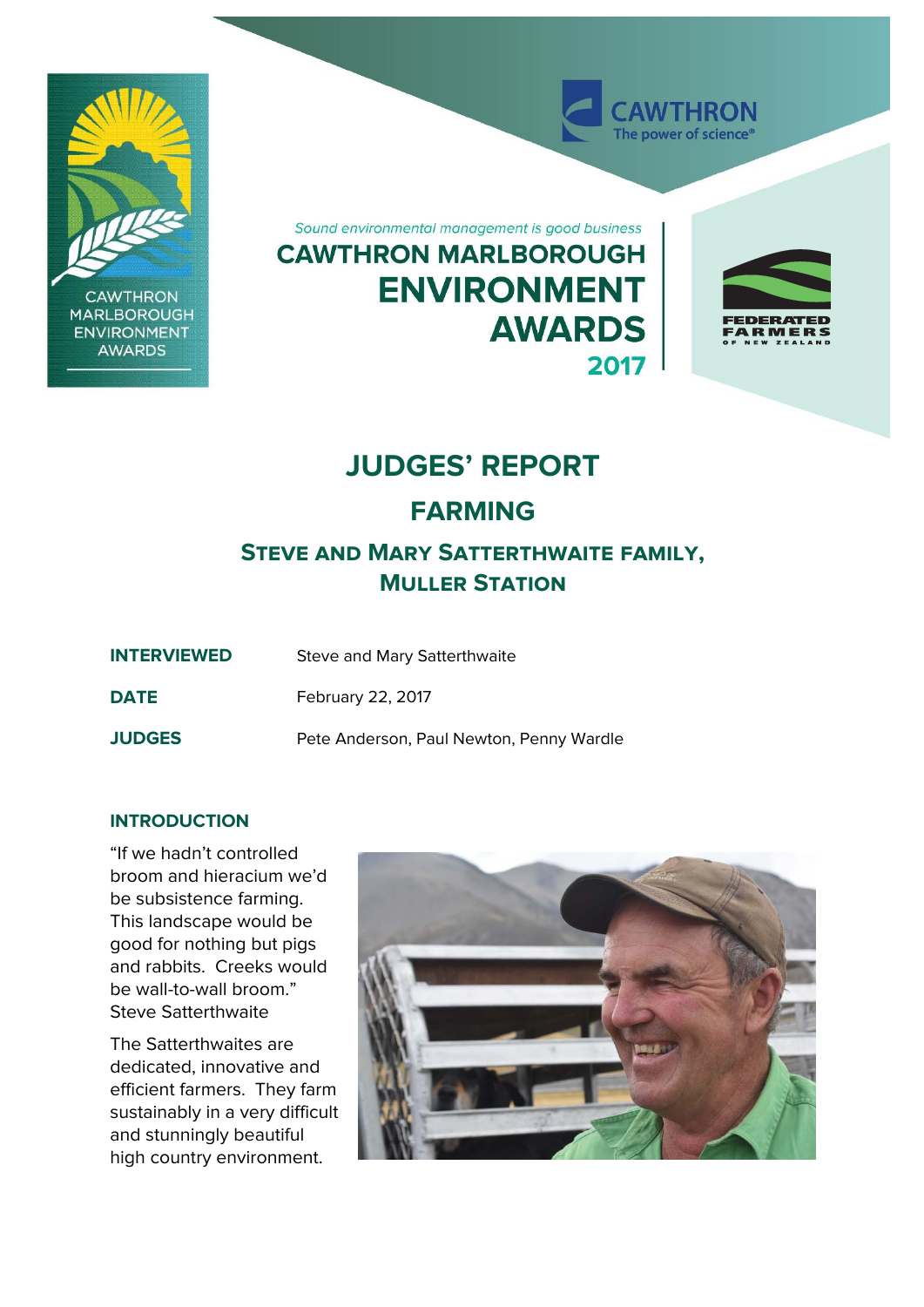CAWTHRON MARLBOROUGH ENVIRONMENT AWARDS

CAWTHRON The power of science®

*Sound environmental management is good business*

# CAWTHRON MARLBOROUGH ENVIRONMENT AWARDS 2017

FEDERATED FARMERS OF NEW ZEALAND

# JUDGES' REPORT

## FARMING

### STEVE AND MARY SATTERTHWAITE FAMILY, MULLER STATION

| | |
|---|---|
| **INTERVIEWED** | Steve and Mary Satterthwaite |
| **DATE** | February 22, 2017 |
| **JUDGES** | Pete Anderson, Paul Newton, Penny Wardle |

### INTRODUCTION

"If we hadn't controlled broom and hieracium we'd be subsistence farming. This landscape would be good for nothing but pigs and rabbits. Creeks would be wall-to-wall broom." Steve Satterthwaite

The Satterthwaites are dedicated, innovative and efficient farmers. They farm sustainably in a very difficult and stunningly beautiful high country environment.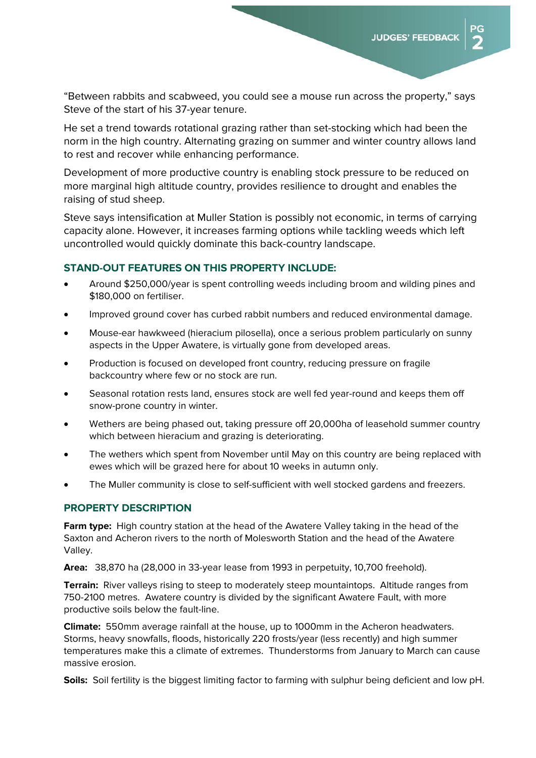"Between rabbits and scabweed, you could see a mouse run across the property," says Steve of the start of his 37-year tenure.

He set a trend towards rotational grazing rather than set-stocking which had been the norm in the high country. Alternating grazing on summer and winter country allows land to rest and recover while enhancing performance.

Development of more productive country is enabling stock pressure to be reduced on more marginal high altitude country, provides resilience to drought and enables the raising of stud sheep.

Steve says intensification at Muller Station is possibly not economic, in terms of carrying capacity alone. However, it increases farming options while tackling weeds which left uncontrolled would quickly dominate this back-country landscape.

## STAND-OUT FEATURES ON THIS PROPERTY INCLUDE:

- Around $250,000/year is spent controlling weeds including broom and wilding pines and $180,000 on fertiliser.
- Improved ground cover has curbed rabbit numbers and reduced environmental damage.
- Mouse-ear hawkweed (hieracium pilosella), once a serious problem particularly on sunny aspects in the Upper Awatere, is virtually gone from developed areas.
- Production is focused on developed front country, reducing pressure on fragile backcountry where few or no stock are run.
- Seasonal rotation rests land, ensures stock are well fed year-round and keeps them off snow-prone country in winter.
- Wethers are being phased out, taking pressure off 20,000ha of leasehold summer country which between hieracium and grazing is deteriorating.
- The wethers which spent from November until May on this country are being replaced with ewes which will be grazed here for about 10 weeks in autumn only.
- The Muller community is close to self-sufficient with well stocked gardens and freezers.

## PROPERTY DESCRIPTION

**Farm type:** High country station at the head of the Awatere Valley taking in the head of the Saxton and Acheron rivers to the north of Molesworth Station and the head of the Awatere Valley.

**Area:** 38,870 ha (28,000 in 33-year lease from 1993 in perpetuity, 10,700 freehold).

**Terrain:** River valleys rising to steep to moderately steep mountaintops. Altitude ranges from 750-2100 metres. Awatere country is divided by the significant Awatere Fault, with more productive soils below the fault-line.

**Climate:** 550mm average rainfall at the house, up to 1000mm in the Acheron headwaters. Storms, heavy snowfalls, floods, historically 220 frosts/year (less recently) and high summer temperatures make this a climate of extremes. Thunderstorms from January to March can cause massive erosion.

**Soils:** Soil fertility is the biggest limiting factor to farming with sulphur being deficient and low pH.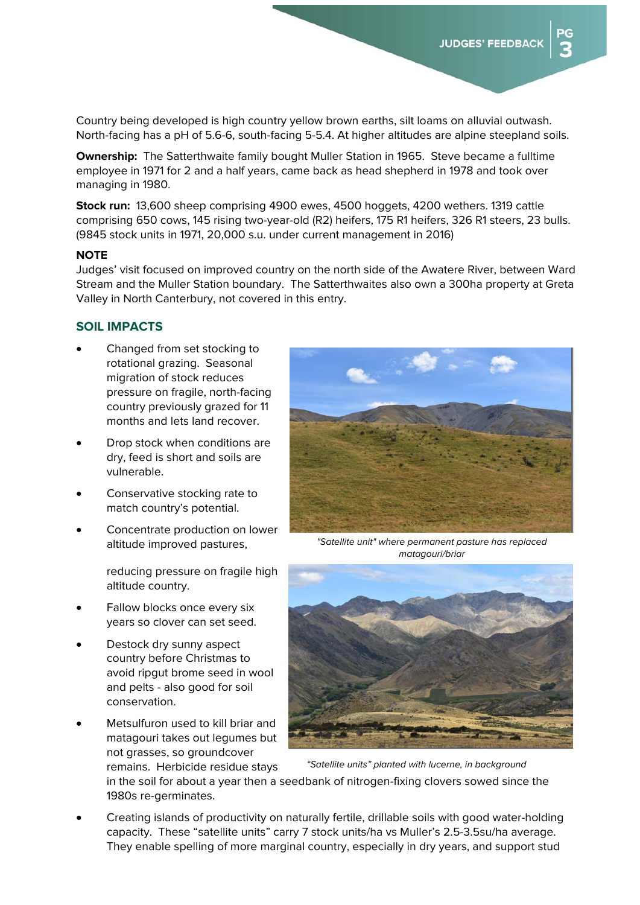Country being developed is high country yellow brown earths, silt loams on alluvial outwash. North-facing has a pH of 5.6-6, south-facing 5-5.4. At higher altitudes are alpine steepland soils.

**Ownership:** The Satterthwaite family bought Muller Station in 1965. Steve became a fulltime employee in 1971 for 2 and a half years, came back as head shepherd in 1978 and took over managing in 1980.

**Stock run:** 13,600 sheep comprising 4900 ewes, 4500 hoggets, 4200 wethers. 1319 cattle comprising 650 cows, 145 rising two-year-old (R2) heifers, 175 R1 heifers, 326 R1 steers, 23 bulls. (9845 stock units in 1971, 20,000 s.u. under current management in 2016)

**NOTE**

Judges' visit focused on improved country on the north side of the Awatere River, between Ward Stream and the Muller Station boundary. The Satterthwaites also own a 300ha property at Greta Valley in North Canterbury, not covered in this entry.

## SOIL IMPACTS

- Changed from set stocking to rotational grazing. Seasonal migration of stock reduces pressure on fragile, north-facing country previously grazed for 11 months and lets land recover.
- Drop stock when conditions are dry, feed is short and soils are vulnerable.
- Conservative stocking rate to match country's potential.
- Concentrate production on lower altitude improved pastures, reducing pressure on fragile high altitude country.
- Fallow blocks once every six years so clover can set seed.
- Destock dry sunny aspect country before Christmas to avoid ripgut brome seed in wool and pelts - also good for soil conservation.
- Metsulfuron used to kill briar and matagouri takes out legumes but not grasses, so groundcover remains. Herbicide residue stays in the soil for about a year then a seedbank of nitrogen-fixing clovers sowed since the 1980s re-germinates.
- Creating islands of productivity on naturally fertile, drillable soils with good water-holding capacity. These "satellite units" carry 7 stock units/ha vs Muller's 2.5-3.5su/ha average. They enable spelling of more marginal country, especially in dry years, and support stud

*"Satellite unit" where permanent pasture has replaced matagouri/briar*

*"Satellite units" planted with lucerne, in background*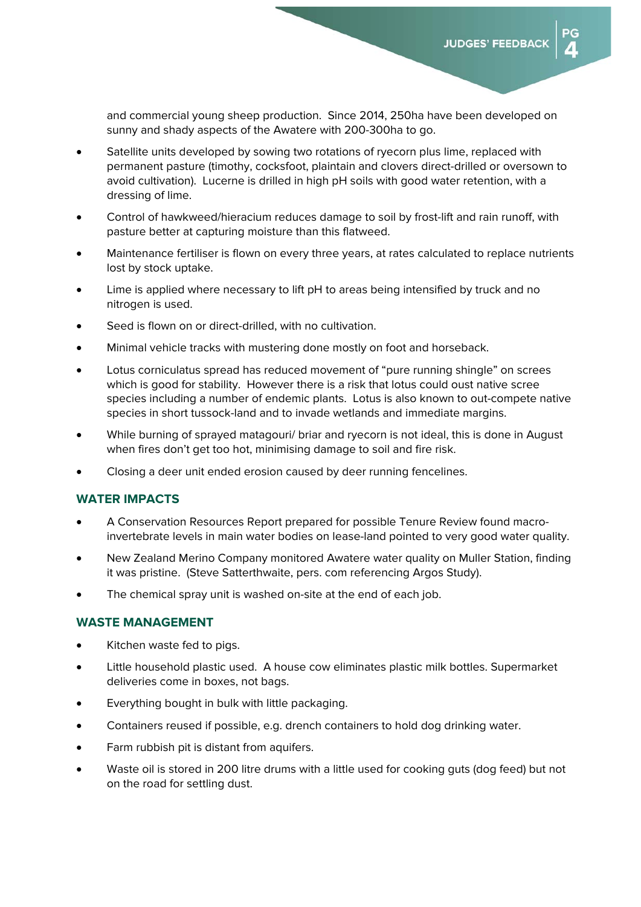and commercial young sheep production. Since 2014, 250ha have been developed on sunny and shady aspects of the Awatere with 200-300ha to go.

- Satellite units developed by sowing two rotations of ryecorn plus lime, replaced with permanent pasture (timothy, cocksfoot, plaintain and clovers direct-drilled or oversown to avoid cultivation). Lucerne is drilled in high pH soils with good water retention, with a dressing of lime.
- Control of hawkweed/hieracium reduces damage to soil by frost-lift and rain runoff, with pasture better at capturing moisture than this flatweed.
- Maintenance fertiliser is flown on every three years, at rates calculated to replace nutrients lost by stock uptake.
- Lime is applied where necessary to lift pH to areas being intensified by truck and no nitrogen is used.
- Seed is flown on or direct-drilled, with no cultivation.
- Minimal vehicle tracks with mustering done mostly on foot and horseback.
- Lotus corniculatus spread has reduced movement of "pure running shingle" on screes which is good for stability. However there is a risk that lotus could oust native scree species including a number of endemic plants. Lotus is also known to out-compete native species in short tussock-land and to invade wetlands and immediate margins.
- While burning of sprayed matagouri/ briar and ryecorn is not ideal, this is done in August when fires don't get too hot, minimising damage to soil and fire risk.
- Closing a deer unit ended erosion caused by deer running fencelines.

## WATER IMPACTS

- A Conservation Resources Report prepared for possible Tenure Review found macro-invertebrate levels in main water bodies on lease-land pointed to very good water quality.
- New Zealand Merino Company monitored Awatere water quality on Muller Station, finding it was pristine. (Steve Satterthwaite, pers. com referencing Argos Study).
- The chemical spray unit is washed on-site at the end of each job.

## WASTE MANAGEMENT

- Kitchen waste fed to pigs.
- Little household plastic used. A house cow eliminates plastic milk bottles. Supermarket deliveries come in boxes, not bags.
- Everything bought in bulk with little packaging.
- Containers reused if possible, e.g. drench containers to hold dog drinking water.
- Farm rubbish pit is distant from aquifers.
- Waste oil is stored in 200 litre drums with a little used for cooking guts (dog feed) but not on the road for settling dust.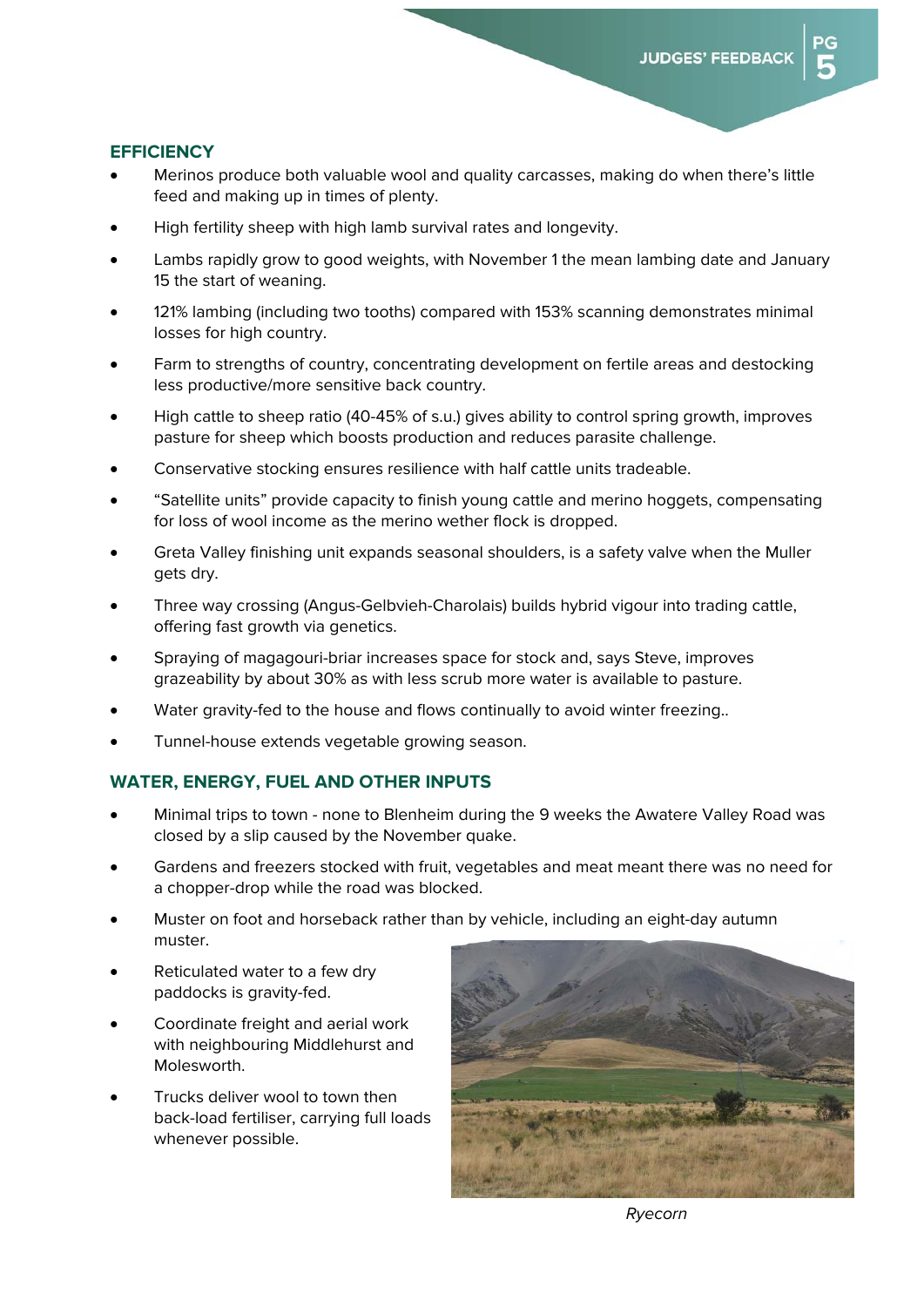## EFFICIENCY

- Merinos produce both valuable wool and quality carcasses, making do when there's little feed and making up in times of plenty.
- High fertility sheep with high lamb survival rates and longevity.
- Lambs rapidly grow to good weights, with November 1 the mean lambing date and January 15 the start of weaning.
- 121% lambing (including two tooths) compared with 153% scanning demonstrates minimal losses for high country.
- Farm to strengths of country, concentrating development on fertile areas and destocking less productive/more sensitive back country.
- High cattle to sheep ratio (40-45% of s.u.) gives ability to control spring growth, improves pasture for sheep which boosts production and reduces parasite challenge.
- Conservative stocking ensures resilience with half cattle units tradeable.
- "Satellite units" provide capacity to finish young cattle and merino hoggets, compensating for loss of wool income as the merino wether flock is dropped.
- Greta Valley finishing unit expands seasonal shoulders, is a safety valve when the Muller gets dry.
- Three way crossing (Angus-Gelbvieh-Charolais) builds hybrid vigour into trading cattle, offering fast growth via genetics.
- Spraying of magagouri-briar increases space for stock and, says Steve, improves grazeability by about 30% as with less scrub more water is available to pasture.
- Water gravity-fed to the house and flows continually to avoid winter freezing..
- Tunnel-house extends vegetable growing season.

## WATER, ENERGY, FUEL AND OTHER INPUTS

- Minimal trips to town - none to Blenheim during the 9 weeks the Awatere Valley Road was closed by a slip caused by the November quake.
- Gardens and freezers stocked with fruit, vegetables and meat meant there was no need for a chopper-drop while the road was blocked.
- Muster on foot and horseback rather than by vehicle, including an eight-day autumn muster.
- Reticulated water to a few dry paddocks is gravity-fed.
- Coordinate freight and aerial work with neighbouring Middlehurst and Molesworth.
- Trucks deliver wool to town then back-load fertiliser, carrying full loads whenever possible.

*Ryecorn*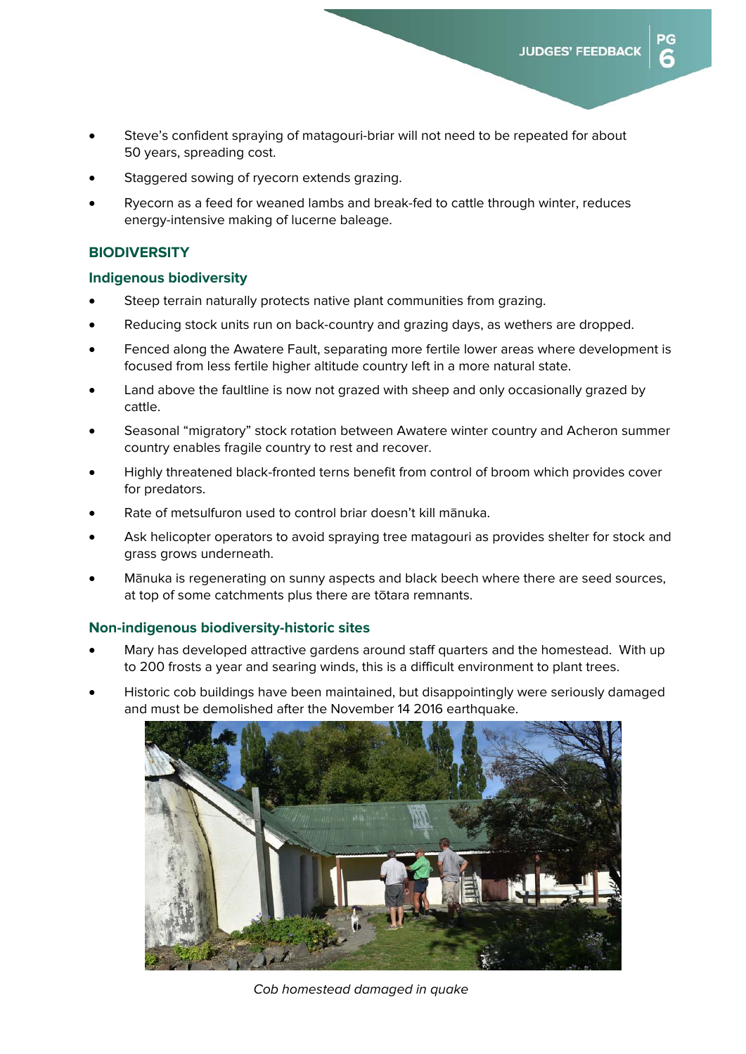- Steve's confident spraying of matagouri-briar will not need to be repeated for about 50 years, spreading cost.
- Staggered sowing of ryecorn extends grazing.
- Ryecorn as a feed for weaned lambs and break-fed to cattle through winter, reduces energy-intensive making of lucerne baleage.

## BIODIVERSITY

### Indigenous biodiversity

- Steep terrain naturally protects native plant communities from grazing.
- Reducing stock units run on back-country and grazing days, as wethers are dropped.
- Fenced along the Awatere Fault, separating more fertile lower areas where development is focused from less fertile higher altitude country left in a more natural state.
- Land above the faultline is now not grazed with sheep and only occasionally grazed by cattle.
- Seasonal "migratory" stock rotation between Awatere winter country and Acheron summer country enables fragile country to rest and recover.
- Highly threatened black-fronted terns benefit from control of broom which provides cover for predators.
- Rate of metsulfuron used to control briar doesn't kill mānuka.
- Ask helicopter operators to avoid spraying tree matagouri as provides shelter for stock and grass grows underneath.
- Mānuka is regenerating on sunny aspects and black beech where there are seed sources, at top of some catchments plus there are tōtara remnants.

### Non-indigenous biodiversity-historic sites

- Mary has developed attractive gardens around staff quarters and the homestead. With up to 200 frosts a year and searing winds, this is a difficult environment to plant trees.
- Historic cob buildings have been maintained, but disappointingly were seriously damaged and must be demolished after the November 14 2016 earthquake.

*Cob homestead damaged in quake*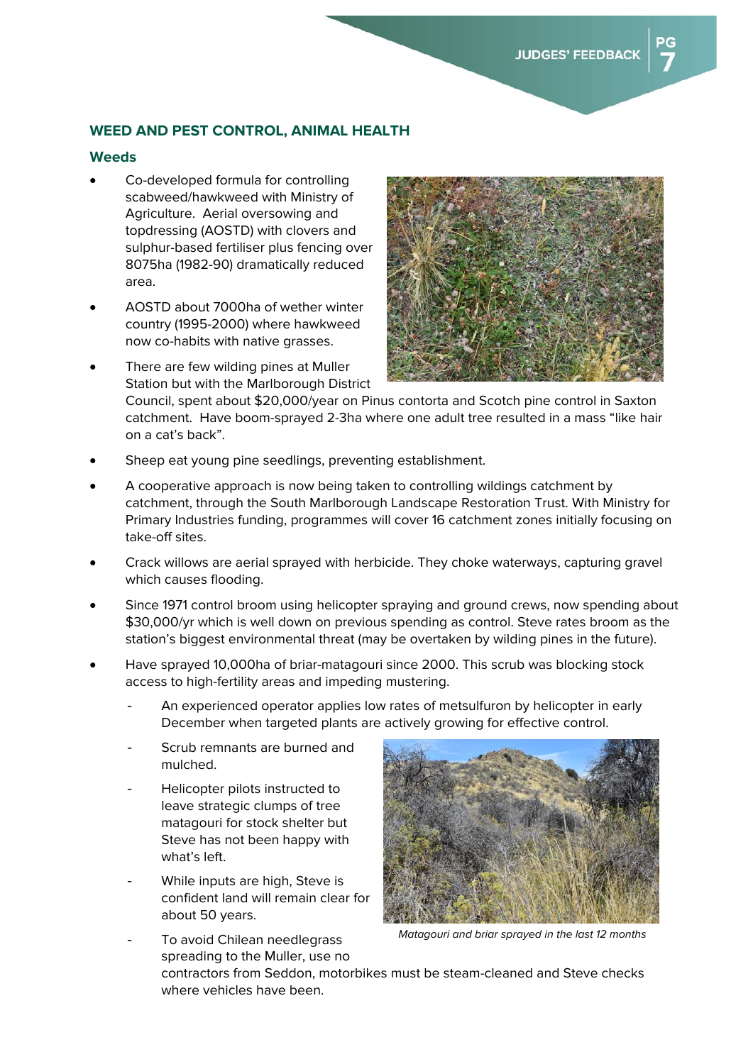## WEED AND PEST CONTROL, ANIMAL HEALTH

### Weeds

- Co-developed formula for controlling scabweed/hawkweed with Ministry of Agriculture. Aerial oversowing and topdressing (AOSTD) with clovers and sulphur-based fertiliser plus fencing over 8075ha (1982-90) dramatically reduced area.
- AOSTD about 7000ha of wether winter country (1995-2000) where hawkweed now co-habits with native grasses.
- There are few wilding pines at Muller Station but with the Marlborough District Council, spent about $20,000/year on Pinus contorta and Scotch pine control in Saxton catchment. Have boom-sprayed 2-3ha where one adult tree resulted in a mass “like hair on a cat’s back”.
- Sheep eat young pine seedlings, preventing establishment.
- A cooperative approach is now being taken to controlling wildings catchment by catchment, through the South Marlborough Landscape Restoration Trust. With Ministry for Primary Industries funding, programmes will cover 16 catchment zones initially focusing on take-off sites.
- Crack willows are aerial sprayed with herbicide. They choke waterways, capturing gravel which causes flooding.
- Since 1971 control broom using helicopter spraying and ground crews, now spending about $30,000/yr which is well down on previous spending as control. Steve rates broom as the station’s biggest environmental threat (may be overtaken by wilding pines in the future).
- Have sprayed 10,000ha of briar-matagouri since 2000. This scrub was blocking stock access to high-fertility areas and impeding mustering.
  - An experienced operator applies low rates of metsulfuron by helicopter in early December when targeted plants are actively growing for effective control.
  - Scrub remnants are burned and mulched.
  - Helicopter pilots instructed to leave strategic clumps of tree matagouri for stock shelter but Steve has not been happy with what’s left.
  - While inputs are high, Steve is confident land will remain clear for about 50 years.
  - To avoid Chilean needlegrass spreading to the Muller, use no contractors from Seddon, motorbikes must be steam-cleaned and Steve checks where vehicles have been.

*Matagouri and briar sprayed in the last 12 months*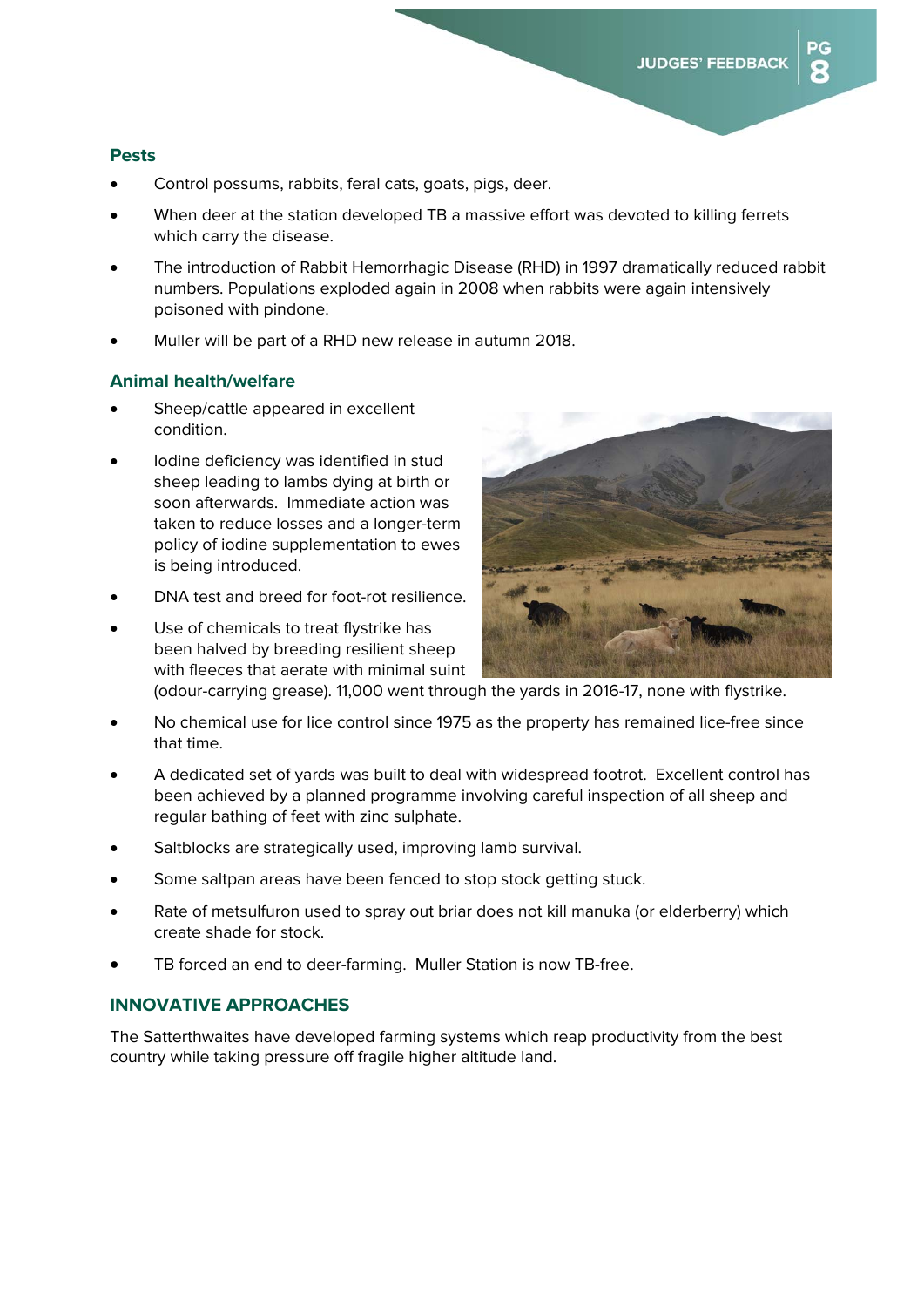### Pests

- Control possums, rabbits, feral cats, goats, pigs, deer.
- When deer at the station developed TB a massive effort was devoted to killing ferrets which carry the disease.
- The introduction of Rabbit Hemorrhagic Disease (RHD) in 1997 dramatically reduced rabbit numbers. Populations exploded again in 2008 when rabbits were again intensively poisoned with pindone.
- Muller will be part of a RHD new release in autumn 2018.

### Animal health/welfare

- Sheep/cattle appeared in excellent condition.
- Iodine deficiency was identified in stud sheep leading to lambs dying at birth or soon afterwards. Immediate action was taken to reduce losses and a longer-term policy of iodine supplementation to ewes is being introduced.
- DNA test and breed for foot-rot resilience.
- Use of chemicals to treat flystrike has been halved by breeding resilient sheep with fleeces that aerate with minimal suint (odour-carrying grease). 11,000 went through the yards in 2016-17, none with flystrike.
- No chemical use for lice control since 1975 as the property has remained lice-free since that time.
- A dedicated set of yards was built to deal with widespread footrot. Excellent control has been achieved by a planned programme involving careful inspection of all sheep and regular bathing of feet with zinc sulphate.
- Saltblocks are strategically used, improving lamb survival.
- Some saltpan areas have been fenced to stop stock getting stuck.
- Rate of metsulfuron used to spray out briar does not kill manuka (or elderberry) which create shade for stock.
- TB forced an end to deer-farming. Muller Station is now TB-free.

## INNOVATIVE APPROACHES

The Satterthwaites have developed farming systems which reap productivity from the best country while taking pressure off fragile higher altitude land.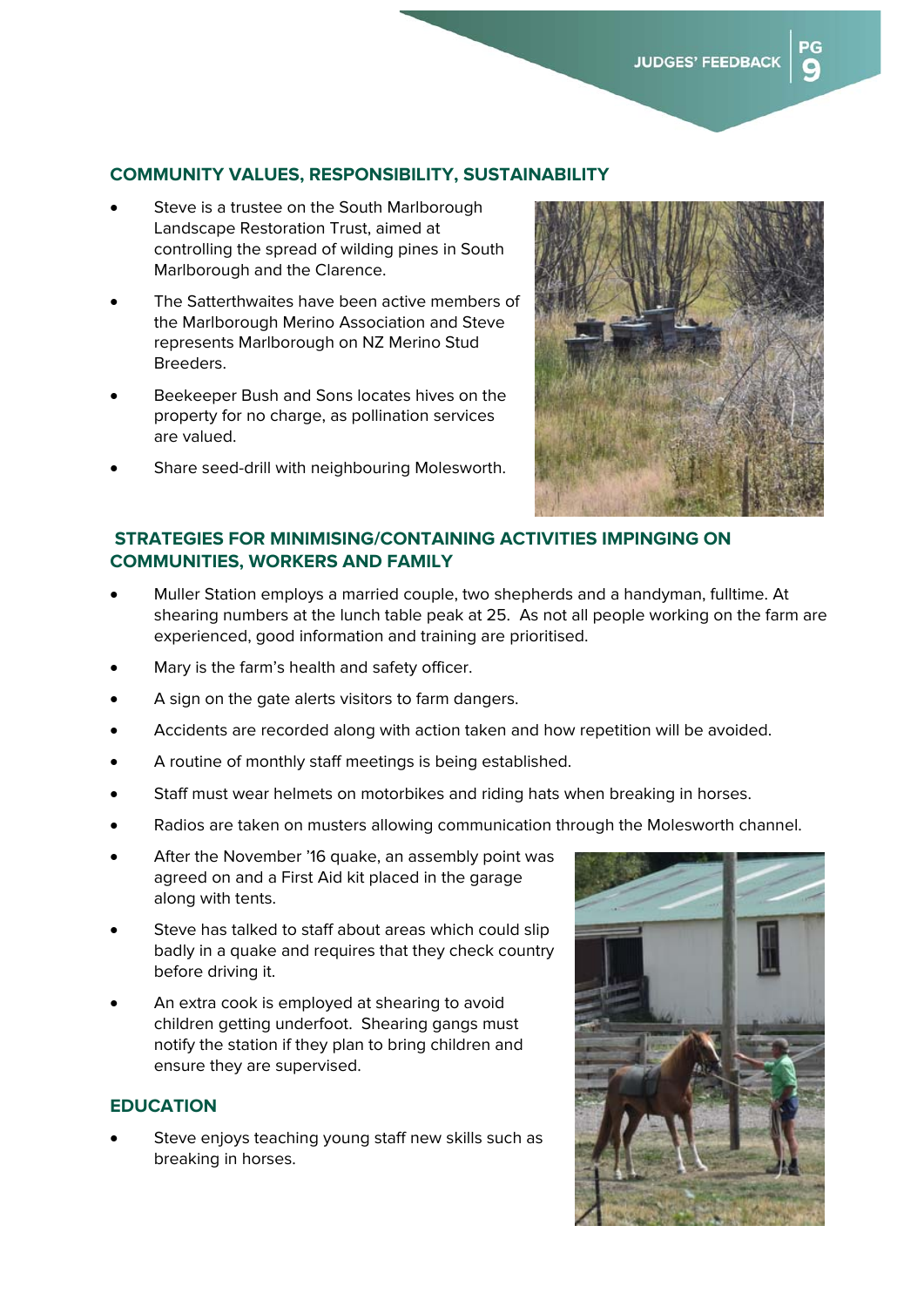## COMMUNITY VALUES, RESPONSIBILITY, SUSTAINABILITY

- Steve is a trustee on the South Marlborough Landscape Restoration Trust, aimed at controlling the spread of wilding pines in South Marlborough and the Clarence.
- The Satterthwaites have been active members of the Marlborough Merino Association and Steve represents Marlborough on NZ Merino Stud Breeders.
- Beekeeper Bush and Sons locates hives on the property for no charge, as pollination services are valued.
- Share seed-drill with neighbouring Molesworth.

## STRATEGIES FOR MINIMISING/CONTAINING ACTIVITIES IMPINGING ON COMMUNITIES, WORKERS AND FAMILY

- Muller Station employs a married couple, two shepherds and a handyman, fulltime. At shearing numbers at the lunch table peak at 25. As not all people working on the farm are experienced, good information and training are prioritised.
- Mary is the farm's health and safety officer.
- A sign on the gate alerts visitors to farm dangers.
- Accidents are recorded along with action taken and how repetition will be avoided.
- A routine of monthly staff meetings is being established.
- Staff must wear helmets on motorbikes and riding hats when breaking in horses.
- Radios are taken on musters allowing communication through the Molesworth channel.
- After the November '16 quake, an assembly point was agreed on and a First Aid kit placed in the garage along with tents.
- Steve has talked to staff about areas which could slip badly in a quake and requires that they check country before driving it.
- An extra cook is employed at shearing to avoid children getting underfoot. Shearing gangs must notify the station if they plan to bring children and ensure they are supervised.

## EDUCATION

- Steve enjoys teaching young staff new skills such as breaking in horses.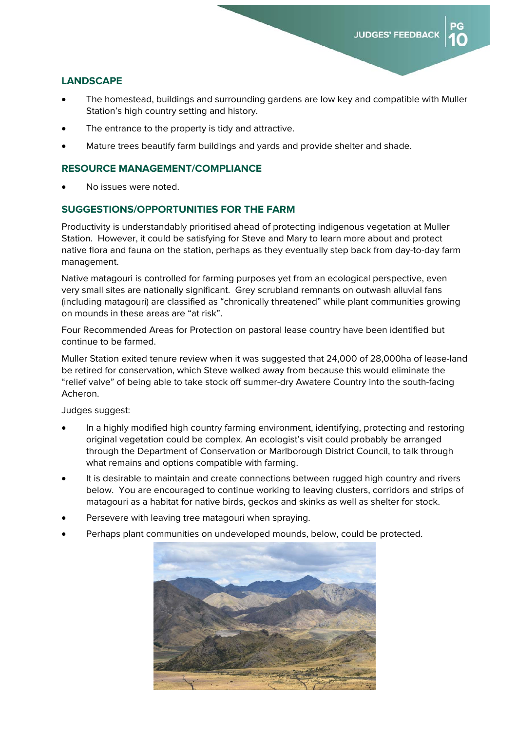## LANDSCAPE

- The homestead, buildings and surrounding gardens are low key and compatible with Muller Station's high country setting and history.
- The entrance to the property is tidy and attractive.
- Mature trees beautify farm buildings and yards and provide shelter and shade.

## RESOURCE MANAGEMENT/COMPLIANCE

- No issues were noted.

## SUGGESTIONS/OPPORTUNITIES FOR THE FARM

Productivity is understandably prioritised ahead of protecting indigenous vegetation at Muller Station. However, it could be satisfying for Steve and Mary to learn more about and protect native flora and fauna on the station, perhaps as they eventually step back from day-to-day farm management.

Native matagouri is controlled for farming purposes yet from an ecological perspective, even very small sites are nationally significant. Grey scrubland remnants on outwash alluvial fans (including matagouri) are classified as "chronically threatened" while plant communities growing on mounds in these areas are "at risk".

Four Recommended Areas for Protection on pastoral lease country have been identified but continue to be farmed.

Muller Station exited tenure review when it was suggested that 24,000 of 28,000ha of lease-land be retired for conservation, which Steve walked away from because this would eliminate the "relief valve" of being able to take stock off summer-dry Awatere Country into the south-facing Acheron.

Judges suggest:

- In a highly modified high country farming environment, identifying, protecting and restoring original vegetation could be complex. An ecologist's visit could probably be arranged through the Department of Conservation or Marlborough District Council, to talk through what remains and options compatible with farming.
- It is desirable to maintain and create connections between rugged high country and rivers below. You are encouraged to continue working to leaving clusters, corridors and strips of matagouri as a habitat for native birds, geckos and skinks as well as shelter for stock.
- Persevere with leaving tree matagouri when spraying.
- Perhaps plant communities on undeveloped mounds, below, could be protected.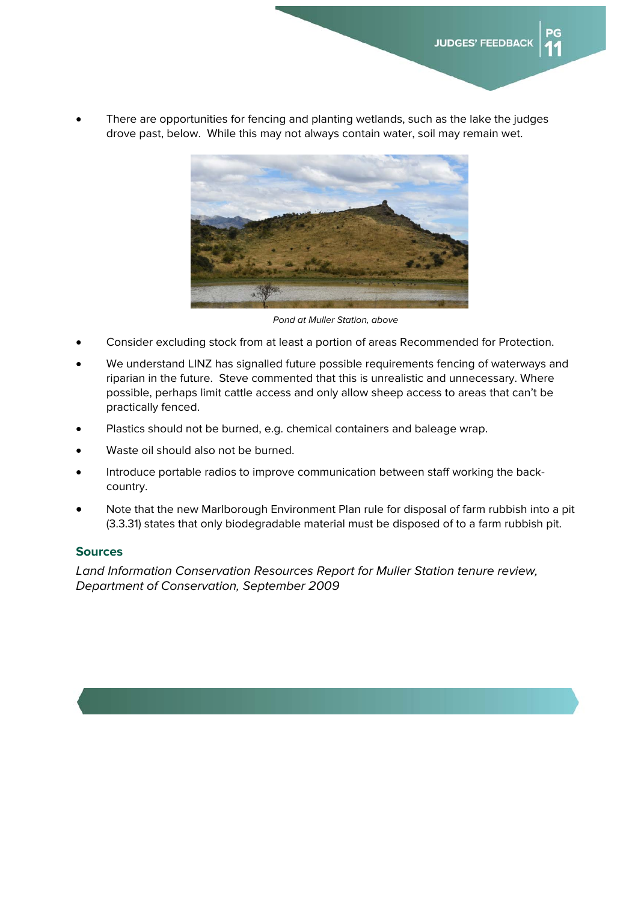- There are opportunities for fencing and planting wetlands, such as the lake the judges drove past, below. While this may not always contain water, soil may remain wet.

*Pond at Muller Station, above*

- Consider excluding stock from at least a portion of areas Recommended for Protection.
- We understand LINZ has signalled future possible requirements fencing of waterways and riparian in the future. Steve commented that this is unrealistic and unnecessary. Where possible, perhaps limit cattle access and only allow sheep access to areas that can't be practically fenced.
- Plastics should not be burned, e.g. chemical containers and baleage wrap.
- Waste oil should also not be burned.
- Introduce portable radios to improve communication between staff working the back-country.
- Note that the new Marlborough Environment Plan rule for disposal of farm rubbish into a pit (3.3.31) states that only biodegradable material must be disposed of to a farm rubbish pit.

### Sources

*Land Information Conservation Resources Report for Muller Station tenure review, Department of Conservation, September 2009*